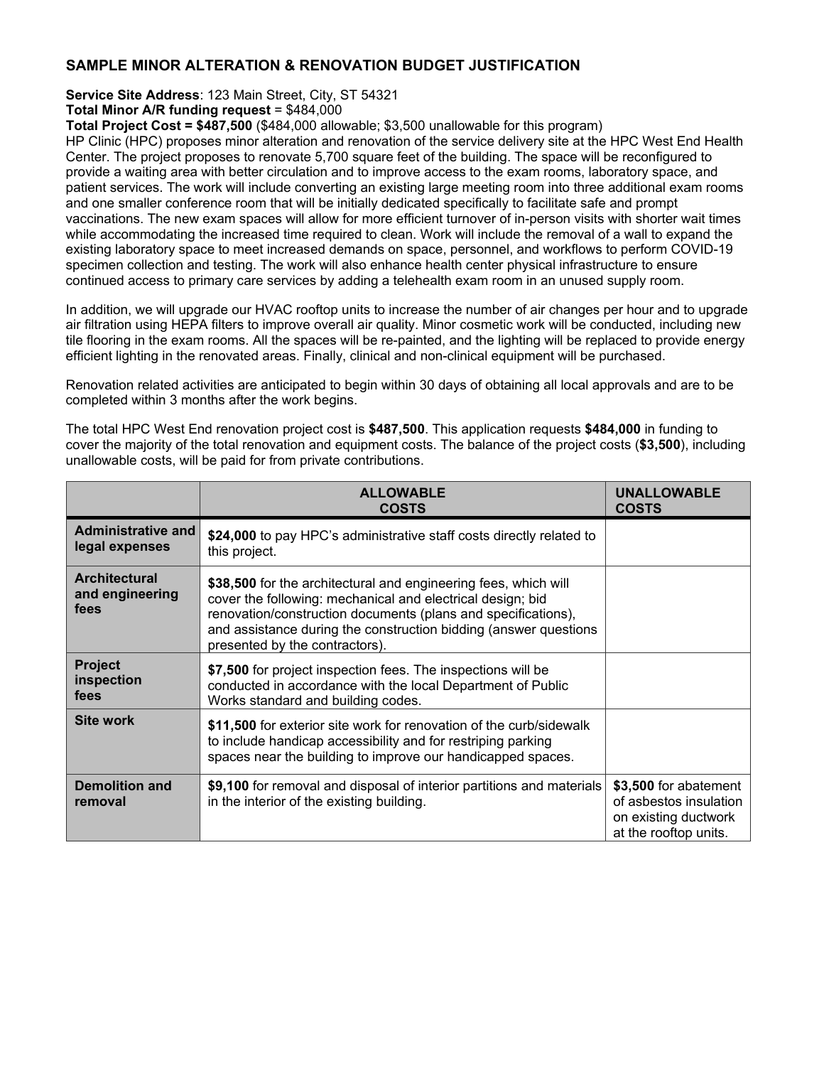## SAMPLE MINOR ALTERATION & RENOVATION BUDGET JUSTIFICATION

**Service Site Address**: 123 Main Street, City, ST 54321
**Total Minor A/R funding request** = $484,000
**Total Project Cost = $487,500** ($484,000 allowable; $3,500 unallowable for this program)
HP Clinic (HPC) proposes minor alteration and renovation of the service delivery site at the HPC West End Health Center. The project proposes to renovate 5,700 square feet of the building. The space will be reconfigured to provide a waiting area with better circulation and to improve access to the exam rooms, laboratory space, and patient services. The work will include converting an existing large meeting room into three additional exam rooms and one smaller conference room that will be initially dedicated specifically to facilitate safe and prompt vaccinations. The new exam spaces will allow for more efficient turnover of in-person visits with shorter wait times while accommodating the increased time required to clean. Work will include the removal of a wall to expand the existing laboratory space to meet increased demands on space, personnel, and workflows to perform COVID-19 specimen collection and testing. The work will also enhance health center physical infrastructure to ensure continued access to primary care services by adding a telehealth exam room in an unused supply room.

In addition, we will upgrade our HVAC rooftop units to increase the number of air changes per hour and to upgrade air filtration using HEPA filters to improve overall air quality. Minor cosmetic work will be conducted, including new tile flooring in the exam rooms. All the spaces will be re-painted, and the lighting will be replaced to provide energy efficient lighting in the renovated areas. Finally, clinical and non-clinical equipment will be purchased.

Renovation related activities are anticipated to begin within 30 days of obtaining all local approvals and are to be completed within 3 months after the work begins.

The total HPC West End renovation project cost is **$487,500**. This application requests **$484,000** in funding to cover the majority of the total renovation and equipment costs. The balance of the project costs (**$3,500**), including unallowable costs, will be paid for from private contributions.

| | ALLOWABLE COSTS | UNALLOWABLE COSTS |
|---|---|---|
| **Administrative and legal expenses** | **$24,000** to pay HPC's administrative staff costs directly related to this project. | |
| **Architectural and engineering fees** | **$38,500** for the architectural and engineering fees, which will cover the following: mechanical and electrical design; bid renovation/construction documents (plans and specifications), and assistance during the construction bidding (answer questions presented by the contractors). | |
| **Project inspection fees** | **$7,500** for project inspection fees. The inspections will be conducted in accordance with the local Department of Public Works standard and building codes. | |
| **Site work** | **$11,500** for exterior site work for renovation of the curb/sidewalk to include handicap accessibility and for restriping parking spaces near the building to improve our handicapped spaces. | |
| **Demolition and removal** | **$9,100** for removal and disposal of interior partitions and materials in the interior of the existing building. | **$3,500** for abatement of asbestos insulation on existing ductwork at the rooftop units. |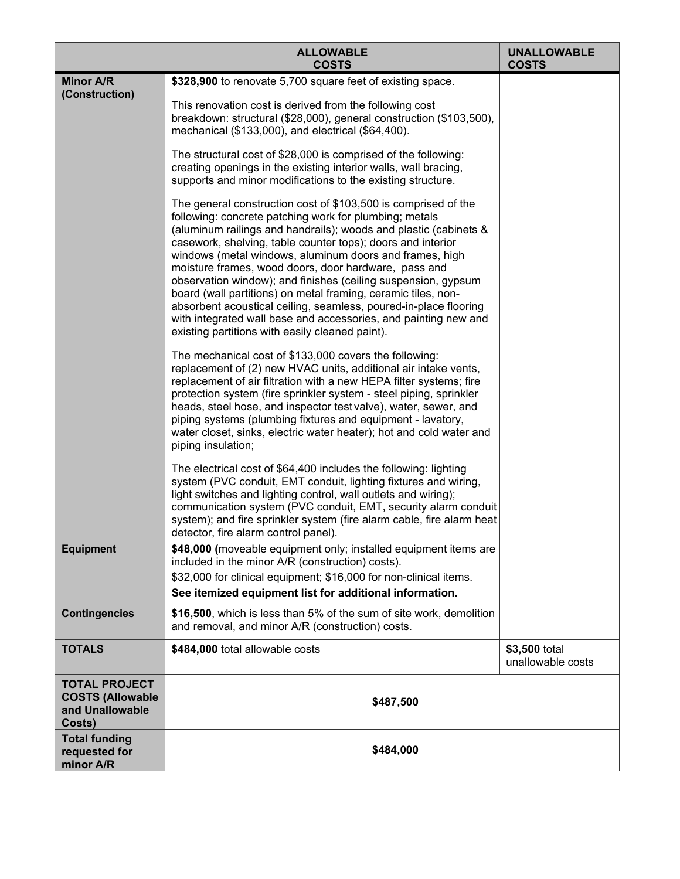| | ALLOWABLE COSTS | UNALLOWABLE COSTS |
|---|---|---|
| **Minor A/R (Construction)** | **$328,900** to renovate 5,700 square feet of existing space.<br><br>This renovation cost is derived from the following cost breakdown: structural ($28,000), general construction ($103,500), mechanical ($133,000), and electrical ($64,400).<br><br>The structural cost of $28,000 is comprised of the following: creating openings in the existing interior walls, wall bracing, supports and minor modifications to the existing structure.<br><br>The general construction cost of $103,500 is comprised of the following: concrete patching work for plumbing; metals (aluminum railings and handrails); woods and plastic (cabinets & casework, shelving, table counter tops); doors and interior windows (metal windows, aluminum doors and frames, high moisture frames, wood doors, door hardware, pass and observation window); and finishes (ceiling suspension, gypsum board (wall partitions) on metal framing, ceramic tiles, non-absorbent acoustical ceiling, seamless, poured-in-place flooring with integrated wall base and accessories, and painting new and existing partitions with easily cleaned paint).<br><br>The mechanical cost of $133,000 covers the following: replacement of (2) new HVAC units, additional air intake vents, replacement of air filtration with a new HEPA filter systems; fire protection system (fire sprinkler system - steel piping, sprinkler heads, steel hose, and inspector test valve), water, sewer, and piping systems (plumbing fixtures and equipment - lavatory, water closet, sinks, electric water heater); hot and cold water and piping insulation;<br><br>The electrical cost of $64,400 includes the following: lighting system (PVC conduit, EMT conduit, lighting fixtures and wiring, light switches and lighting control, wall outlets and wiring); communication system (PVC conduit, EMT, security alarm conduit system); and fire sprinkler system (fire alarm cable, fire alarm heat detector, fire alarm control panel). | |
| **Equipment** | **$48,000 (**moveable equipment only; installed equipment items are included in the minor A/R (construction) costs).<br>$32,000 for clinical equipment; $16,000 for non-clinical items.<br>**See itemized equipment list for additional information.** | |
| **Contingencies** | **$16,500**, which is less than 5% of the sum of site work, demolition and removal, and minor A/R (construction) costs. | |
| **TOTALS** | **$484,000** total allowable costs | **$3,500** total unallowable costs |
| **TOTAL PROJECT COSTS (Allowable and Unallowable Costs)** | **$487,500** | |
| **Total funding requested for minor A/R** | **$484,000** | |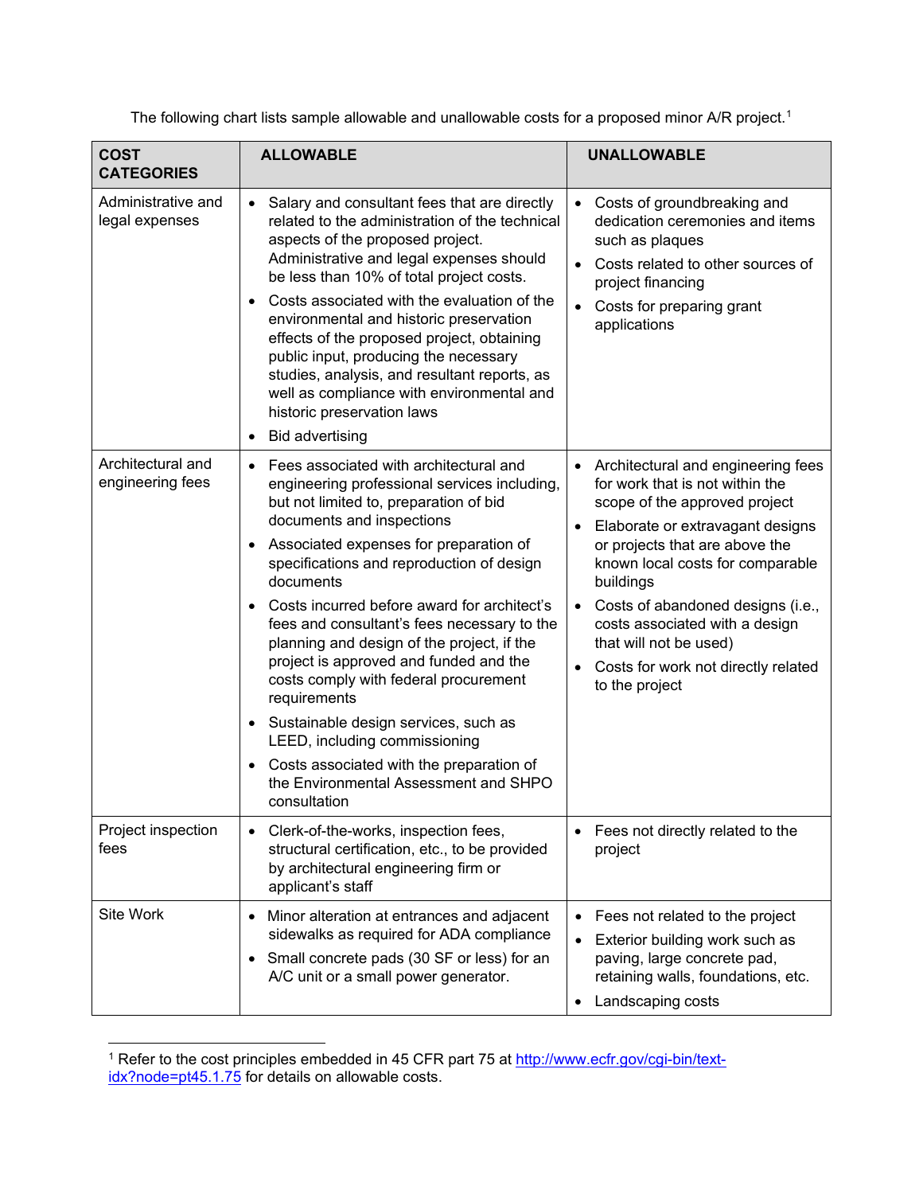The following chart lists sample allowable and unallowable costs for a proposed minor A/R project.[1]

| COST CATEGORIES | ALLOWABLE | UNALLOWABLE |
| --- | --- | --- |
| Administrative and legal expenses | • Salary and consultant fees that are directly related to the administration of the technical aspects of the proposed project. Administrative and legal expenses should be less than 10% of total project costs.<br>• Costs associated with the evaluation of the environmental and historic preservation effects of the proposed project, obtaining public input, producing the necessary studies, analysis, and resultant reports, as well as compliance with environmental and historic preservation laws<br>• Bid advertising | • Costs of groundbreaking and dedication ceremonies and items such as plaques<br>• Costs related to other sources of project financing<br>• Costs for preparing grant applications |
| Architectural and engineering fees | • Fees associated with architectural and engineering professional services including, but not limited to, preparation of bid documents and inspections<br>• Associated expenses for preparation of specifications and reproduction of design documents<br>• Costs incurred before award for architect's fees and consultant's fees necessary to the planning and design of the project, if the project is approved and funded and the costs comply with federal procurement requirements<br>• Sustainable design services, such as LEED, including commissioning<br>• Costs associated with the preparation of the Environmental Assessment and SHPO consultation | • Architectural and engineering fees for work that is not within the scope of the approved project<br>• Elaborate or extravagant designs or projects that are above the known local costs for comparable buildings<br>• Costs of abandoned designs (i.e., costs associated with a design that will not be used)<br>• Costs for work not directly related to the project |
| Project inspection fees | • Clerk-of-the-works, inspection fees, structural certification, etc., to be provided by architectural engineering firm or applicant's staff | • Fees not directly related to the project |
| Site Work | • Minor alteration at entrances and adjacent sidewalks as required for ADA compliance<br>• Small concrete pads (30 SF or less) for an A/C unit or a small power generator. | • Fees not related to the project<br>• Exterior building work such as paving, large concrete pad, retaining walls, foundations, etc.<br>• Landscaping costs |

[1] Refer to the cost principles embedded in 45 CFR part 75 at http://www.ecfr.gov/cgi-bin/text-idx?node=pt45.1.75 for details on allowable costs.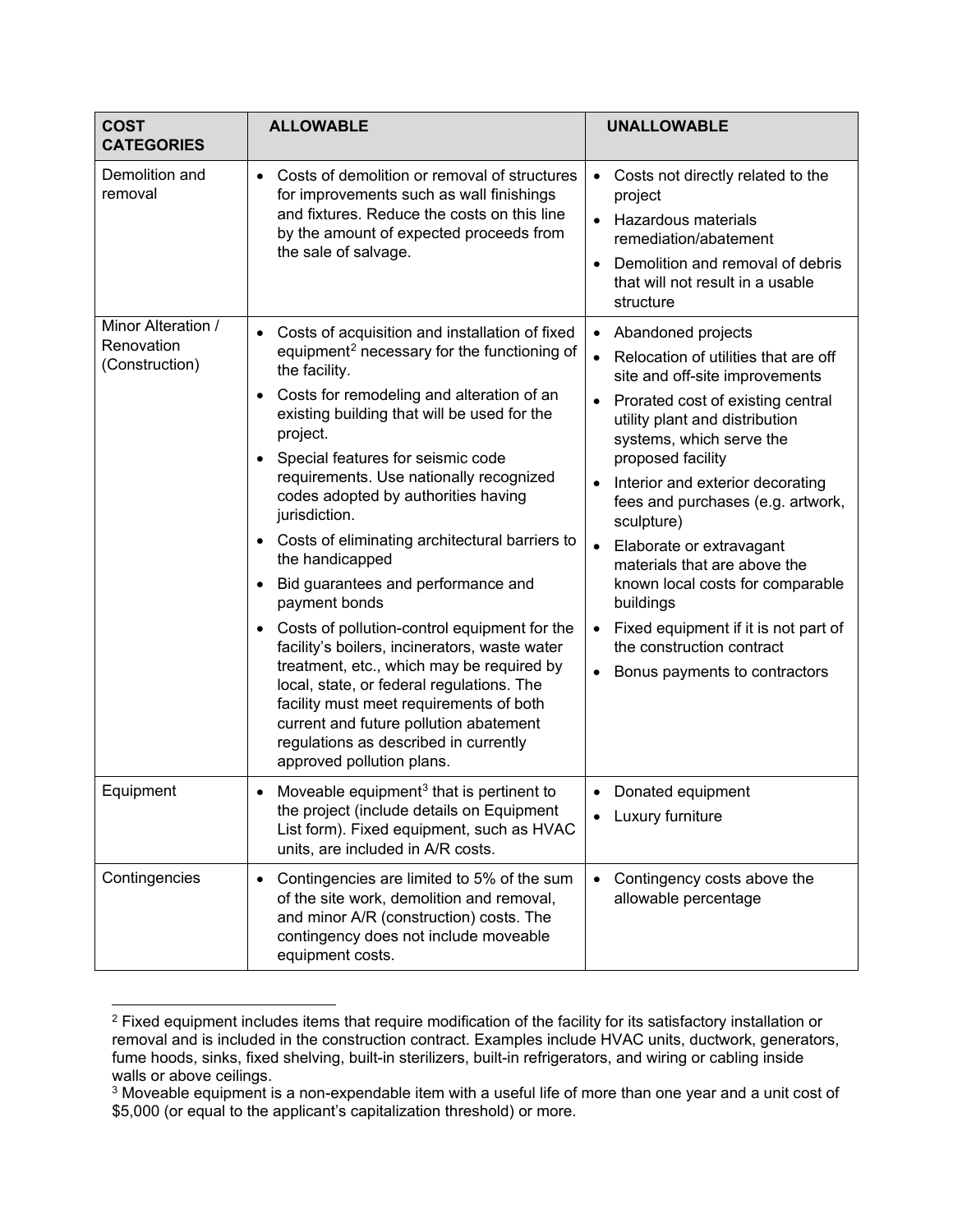| COST CATEGORIES | ALLOWABLE | UNALLOWABLE |
|---|---|---|
| Demolition and removal | • Costs of demolition or removal of structures for improvements such as wall finishings and fixtures. Reduce the costs on this line by the amount of expected proceeds from the sale of salvage. | • Costs not directly related to the project<br>• Hazardous materials remediation/abatement<br>• Demolition and removal of debris that will not result in a usable structure |
| Minor Alteration / Renovation (Construction) | • Costs of acquisition and installation of fixed equipment[2] necessary for the functioning of the facility.<br>• Costs for remodeling and alteration of an existing building that will be used for the project.<br>• Special features for seismic code requirements. Use nationally recognized codes adopted by authorities having jurisdiction.<br>• Costs of eliminating architectural barriers to the handicapped<br>• Bid guarantees and performance and payment bonds<br>• Costs of pollution-control equipment for the facility's boilers, incinerators, waste water treatment, etc., which may be required by local, state, or federal regulations. The facility must meet requirements of both current and future pollution abatement regulations as described in currently approved pollution plans. | • Abandoned projects<br>• Relocation of utilities that are off site and off-site improvements<br>• Prorated cost of existing central utility plant and distribution systems, which serve the proposed facility<br>• Interior and exterior decorating fees and purchases (e.g. artwork, sculpture)<br>• Elaborate or extravagant materials that are above the known local costs for comparable buildings<br>• Fixed equipment if it is not part of the construction contract<br>• Bonus payments to contractors |
| Equipment | • Moveable equipment[3] that is pertinent to the project (include details on Equipment List form). Fixed equipment, such as HVAC units, are included in A/R costs. | • Donated equipment<br>• Luxury furniture |
| Contingencies | • Contingencies are limited to 5% of the sum of the site work, demolition and removal, and minor A/R (construction) costs. The contingency does not include moveable equipment costs. | • Contingency costs above the allowable percentage |

[2] Fixed equipment includes items that require modification of the facility for its satisfactory installation or removal and is included in the construction contract. Examples include HVAC units, ductwork, generators, fume hoods, sinks, fixed shelving, built-in sterilizers, built-in refrigerators, and wiring or cabling inside walls or above ceilings.

[3] Moveable equipment is a non-expendable item with a useful life of more than one year and a unit cost of $5,000 (or equal to the applicant's capitalization threshold) or more.